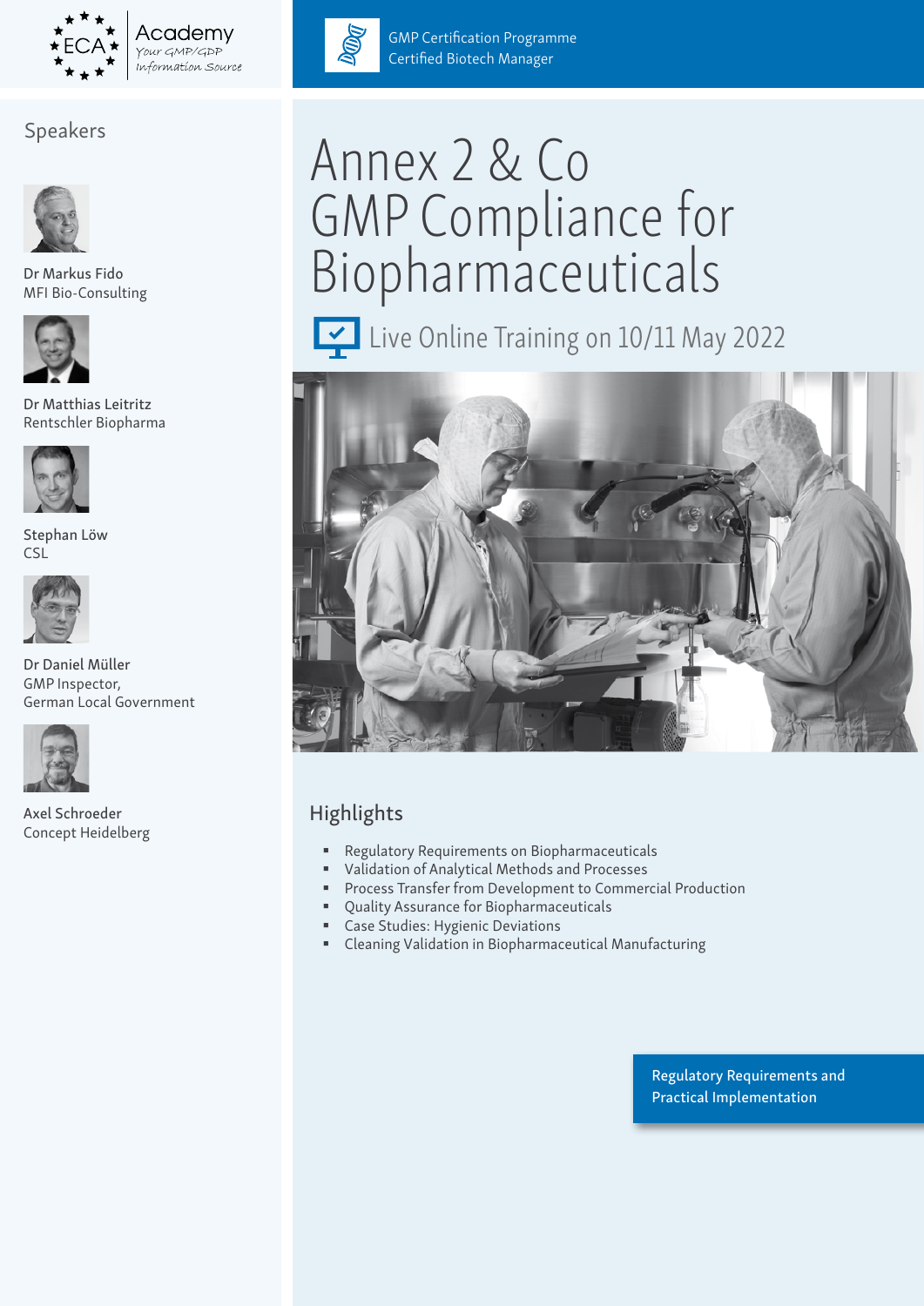ECA Academy
Your GMP/GDP Information Source

GMP Certification Programme
Certified Biotech Manager

# Annex 2 & Co GMP Compliance for Biopharmaceuticals

Live Online Training on 10/11 May 2022

## Speakers

Dr Markus Fido
MFI Bio-Consulting

Dr Matthias Leitritz
Rentschler Biopharma

Stephan Löw
CSL

Dr Daniel Müller
GMP Inspector,
German Local Government

Axel Schroeder
Concept Heidelberg

## Highlights

- Regulatory Requirements on Biopharmaceuticals
- Validation of Analytical Methods and Processes
- Process Transfer from Development to Commercial Production
- Quality Assurance for Biopharmaceuticals
- Case Studies: Hygienic Deviations
- Cleaning Validation in Biopharmaceutical Manufacturing

Regulatory Requirements and Practical Implementation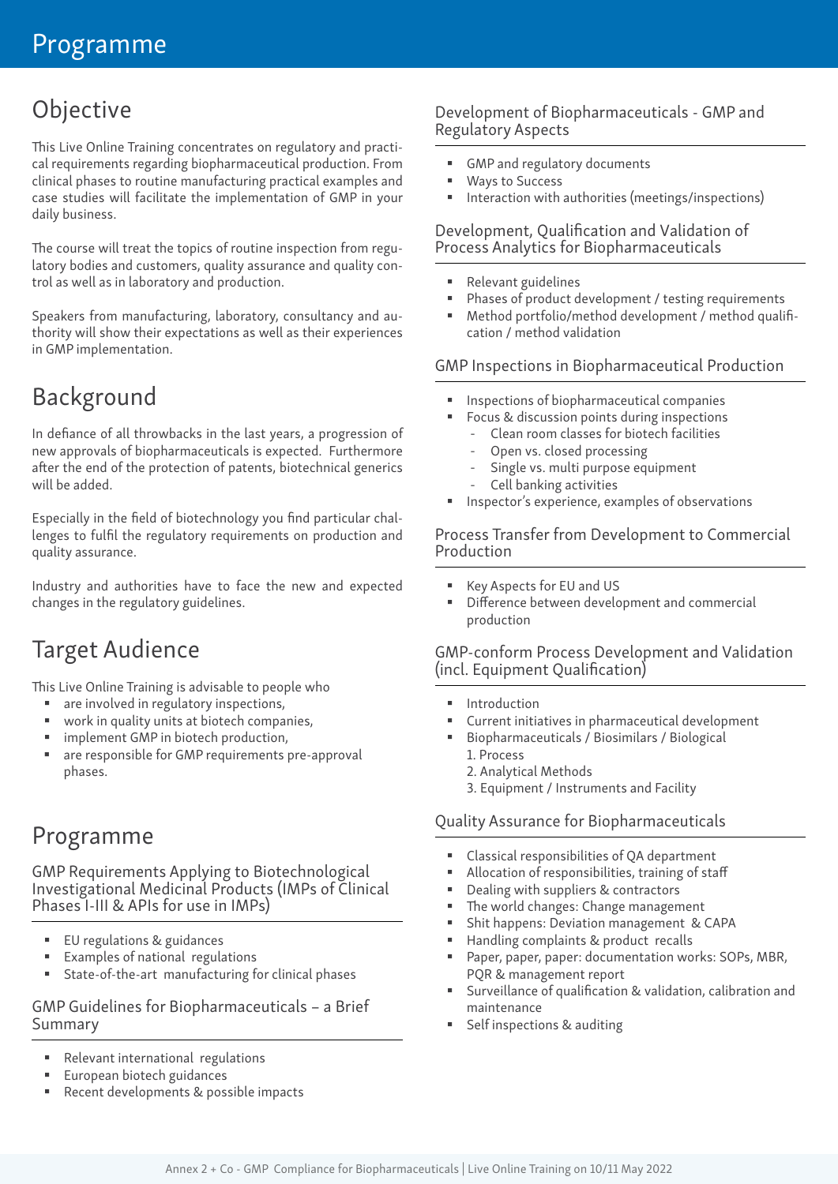# Programme

## Objective

This Live Online Training concentrates on regulatory and practical requirements regarding biopharmaceutical production. From clinical phases to routine manufacturing practical examples and case studies will facilitate the implementation of GMP in your daily business.

The course will treat the topics of routine inspection from regulatory bodies and customers, quality assurance and quality control as well as in laboratory and production.

Speakers from manufacturing, laboratory, consultancy and authority will show their expectations as well as their experiences in GMP implementation.

## Background

In defiance of all throwbacks in the last years, a progression of new approvals of biopharmaceuticals is expected. Furthermore after the end of the protection of patents, biotechnical generics will be added.

Especially in the field of biotechnology you find particular challenges to fulfil the regulatory requirements on production and quality assurance.

Industry and authorities have to face the new and expected changes in the regulatory guidelines.

## Target Audience

This Live Online Training is advisable to people who

- are involved in regulatory inspections,
- work in quality units at biotech companies,
- implement GMP in biotech production,
- are responsible for GMP requirements pre-approval phases.

## Programme

### GMP Requirements Applying to Biotechnological Investigational Medicinal Products (IMPs of Clinical Phases I-III & APIs for use in IMPs)

- EU regulations & guidances
- Examples of national regulations
- State-of-the-art manufacturing for clinical phases

### GMP Guidelines for Biopharmaceuticals – a Brief Summary

- Relevant international regulations
- European biotech guidances
- Recent developments & possible impacts

### Development of Biopharmaceuticals - GMP and Regulatory Aspects

- GMP and regulatory documents
- Ways to Success
- Interaction with authorities (meetings/inspections)

### Development, Qualification and Validation of Process Analytics for Biopharmaceuticals

- Relevant guidelines
- Phases of product development / testing requirements
- Method portfolio/method development / method qualification / method validation

### GMP Inspections in Biopharmaceutical Production

- Inspections of biopharmaceutical companies
- Focus & discussion points during inspections
  - Clean room classes for biotech facilities
  - Open vs. closed processing
  - Single vs. multi purpose equipment
  - Cell banking activities
- Inspector's experience, examples of observations

### Process Transfer from Development to Commercial Production

- Key Aspects for EU and US
- Difference between development and commercial production

### GMP-conform Process Development and Validation (incl. Equipment Qualification)

- Introduction
- Current initiatives in pharmaceutical development
- Biopharmaceuticals / Biosimilars / Biological
  1. Process
  2. Analytical Methods
  3. Equipment / Instruments and Facility

### Quality Assurance for Biopharmaceuticals

- Classical responsibilities of QA department
- Allocation of responsibilities, training of staff
- Dealing with suppliers & contractors
- The world changes: Change management
- Shit happens: Deviation management & CAPA
- Handling complaints & product recalls
- Paper, paper, paper: documentation works: SOPs, MBR, PQR & management report
- Surveillance of qualification & validation, calibration and maintenance
- Self inspections & auditing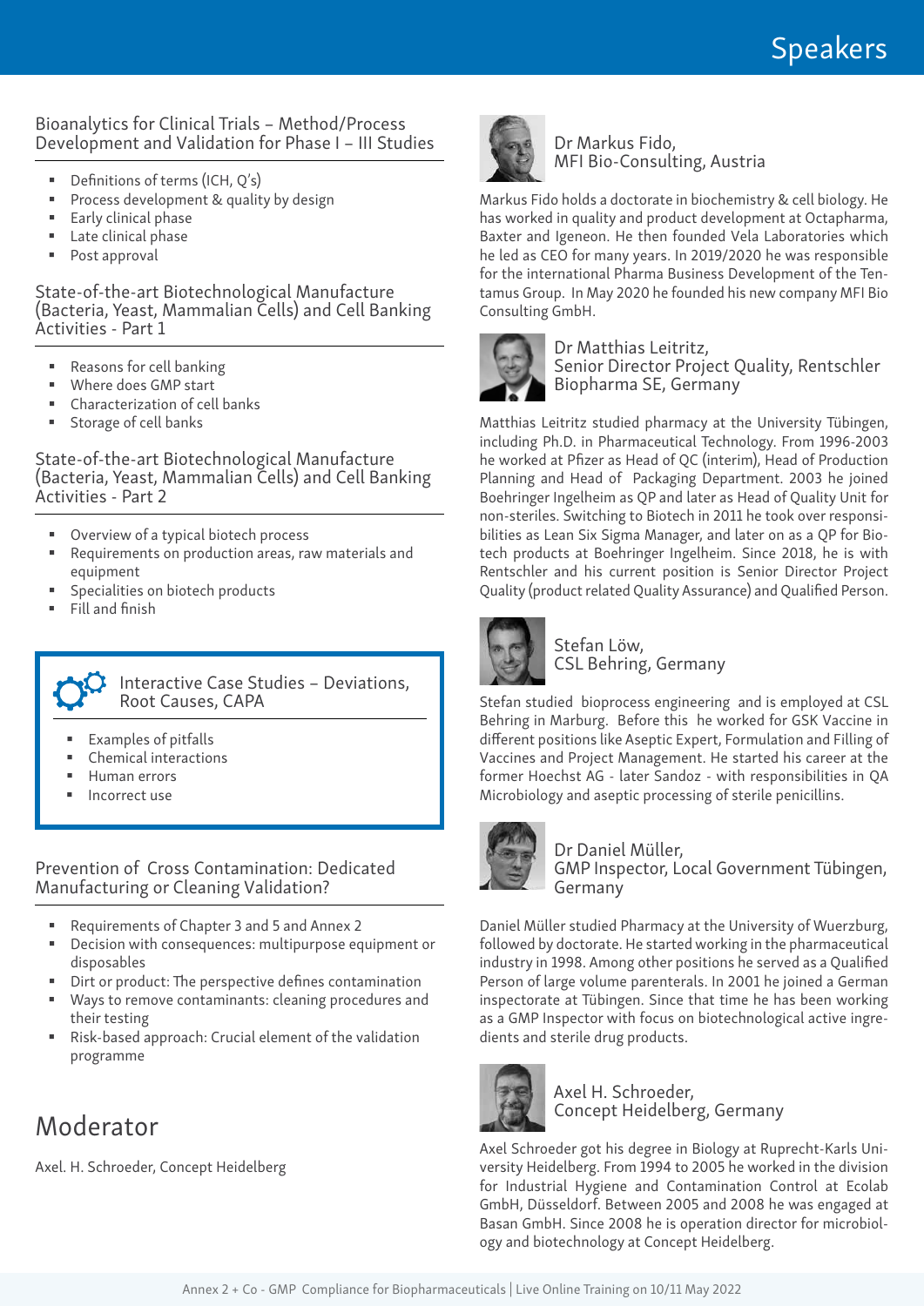# Speakers

### Bioanalytics for Clinical Trials – Method/Process Development and Validation for Phase I – III Studies

- Definitions of terms (ICH, Q's)
- Process development & quality by design
- Early clinical phase
- Late clinical phase
- Post approval

### State-of-the-art Biotechnological Manufacture (Bacteria, Yeast, Mammalian Cells) and Cell Banking Activities - Part 1

- Reasons for cell banking
- Where does GMP start
- Characterization of cell banks
- Storage of cell banks

### State-of-the-art Biotechnological Manufacture (Bacteria, Yeast, Mammalian Cells) and Cell Banking Activities - Part 2

- Overview of a typical biotech process
- Requirements on production areas, raw materials and equipment
- Specialities on biotech products
- Fill and finish

### Interactive Case Studies – Deviations, Root Causes, CAPA

- Examples of pitfalls
- Chemical interactions
- Human errors
- Incorrect use

### Prevention of Cross Contamination: Dedicated Manufacturing or Cleaning Validation?

- Requirements of Chapter 3 and 5 and Annex 2
- Decision with consequences: multipurpose equipment or disposables
- Dirt or product: The perspective defines contamination
- Ways to remove contaminants: cleaning procedures and their testing
- Risk-based approach: Crucial element of the validation programme

## Moderator

Axel. H. Schroeder, Concept Heidelberg

### Dr Markus Fido, MFI Bio-Consulting, Austria

Markus Fido holds a doctorate in biochemistry & cell biology. He has worked in quality and product development at Octapharma, Baxter and Igeneon. He then founded Vela Laboratories which he led as CEO for many years. In 2019/2020 he was responsible for the international Pharma Business Development of the Tentamus Group. In May 2020 he founded his new company MFI Bio Consulting GmbH.

### Dr Matthias Leitritz, Senior Director Project Quality, Rentschler Biopharma SE, Germany

Matthias Leitritz studied pharmacy at the University Tübingen, including Ph.D. in Pharmaceutical Technology. From 1996-2003 he worked at Pfizer as Head of QC (interim), Head of Production Planning and Head of Packaging Department. 2003 he joined Boehringer Ingelheim as QP and later as Head of Quality Unit for non-steriles. Switching to Biotech in 2011 he took over responsibilities as Lean Six Sigma Manager, and later on as a QP for Biotech products at Boehringer Ingelheim. Since 2018, he is with Rentschler and his current position is Senior Director Project Quality (product related Quality Assurance) and Qualified Person.

### Stefan Löw, CSL Behring, Germany

Stefan studied bioprocess engineering and is employed at CSL Behring in Marburg. Before this he worked for GSK Vaccine in different positions like Aseptic Expert, Formulation and Filling of Vaccines and Project Management. He started his career at the former Hoechst AG - later Sandoz - with responsibilities in QA Microbiology and aseptic processing of sterile penicillins.

### Dr Daniel Müller, GMP Inspector, Local Government Tübingen, Germany

Daniel Müller studied Pharmacy at the University of Wuerzburg, followed by doctorate. He started working in the pharmaceutical industry in 1998. Among other positions he served as a Qualified Person of large volume parenterals. In 2001 he joined a German inspectorate at Tübingen. Since that time he has been working as a GMP Inspector with focus on biotechnological active ingredients and sterile drug products.

### Axel H. Schroeder, Concept Heidelberg, Germany

Axel Schroeder got his degree in Biology at Ruprecht-Karls University Heidelberg. From 1994 to 2005 he worked in the division for Industrial Hygiene and Contamination Control at Ecolab GmbH, Düsseldorf. Between 2005 and 2008 he was engaged at Basan GmbH. Since 2008 he is operation director for microbiology and biotechnology at Concept Heidelberg.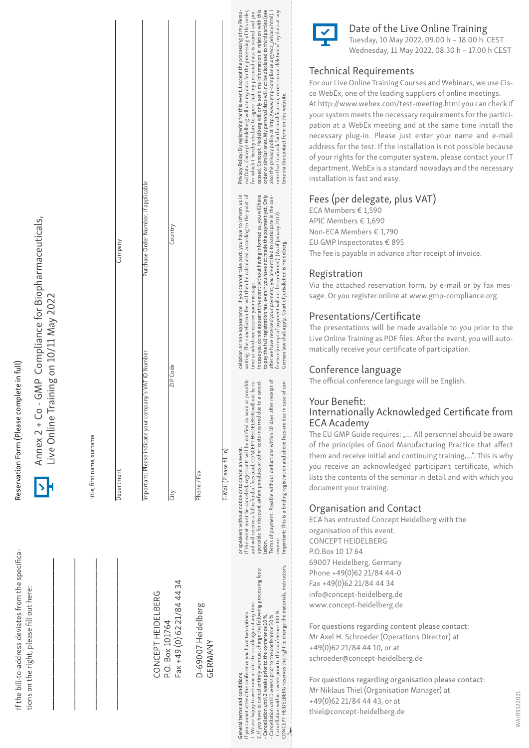If the bill-to-address deviates from the specifications on the right, please fill out here:

CONCEPT HEIDELBERG
P.O. Box 101764
Fax +49 (0) 62 21/84 44 34

D-69007 Heidelberg
GERMANY

## Reservation Form (Please complete in full)

### Annex 2 + Co - GMP Compliance for Biopharmaceuticals, Live Online Training on 10/11 May 2022

Title, first name, surname

Department

Company

Important: Please indicate your company's VAT ID Number

Purchase Order Number, if applicable

City

ZIP Code

Country

Phone / Fax

E-Mail (Please fill in)

General terms and conditions
If you cannot attend the conference you have two options:
1. We are happy to welcome a substitute colleague at any time.
2. If you have to cancel entirely we must charge the following processing fees:
- Cancellation until 2 weeks prior to the conference 10 %,
- Cancellation until 1 weeks prior to the conference 50 %
- Cancellation within 1 week prior to the conference 100 %.
CONCEPT HEIDELBERG reserves the right to change the materials, instructors, or speakers without notice or to cancel an event.
If the event must be cancelled, registrants will be notified as soon as possible and will receive a full refund of fees paid. CONCEPT HEIDELBERG will not be responsible for discount airfare penalties or other costs incurred due to a cancellation.
Terms of payment: Payable without deductions within 10 days after receipt of invoice.
**Important:** This is a binding registration and above fees are due in case of cancellation or non-appearance. If you cannot take part, you have to inform us in writing. The cancellation fee will then be calculated according to the point of time at which we receive your message.
In case you do not appear at the event without having informed us, you will have to pay the full registration fee, even if you have not made the payment yet. Only after we have received your payment, you are entitled to participate in the conference (receipt of payment will not be confirmed)! (As of January 2012).
German law shall apply. Court of jurisdiction is Heidelberg.

Privacy Policy: By registering for this event, I accept the processing of my Personal Data. Concept Heidelberg will use my data for the processing of this order, for which I hereby declare to agree that my personal data is stored and processed. Concept Heidelberg will only send me information in relation with this order or similar ones. My personal data will not be disclosed to third parties (see also the privacy policy at http://www.gmp-compliance.org/eca_privacy.html). I note that I can ask for the modification, correction or deletion of my data at any time via the contact form on this website.

## Date of the Live Online Training

Tuesday, 10 May 2022, 09.00 h – 18.00 h CEST
Wednesday, 11 May 2022, 08.30 h – 17.00 h CEST

## Technical Requirements

For our Live Online Training Courses and Webinars, we use Cisco WebEx, one of the leading suppliers of online meetings.
At http://www.webex.com/test-meeting.html you can check if your system meets the necessary requirements for the participation at a WebEx meeting and at the same time install the necessary plug-in. Please just enter your name and e-mail address for the test. If the installation is not possible because of your rights for the computer system, please contact your IT department. WebEx is a standard nowadays and the necessary installation is fast and easy.

## Fees (per delegate, plus VAT)

ECA Members € 1,590
APIC Members € 1,690
Non-ECA Members € 1,790
EU GMP Inspectorates € 895
The fee is payable in advance after receipt of invoice.

## Registration

Via the attached reservation form, by e-mail or by fax message. Or you register online at www.gmp-compliance.org.

## Presentations/Certificate

The presentations will be made available to you prior to the Live Online Training as PDF files. After the event, you will automatically receive your certificate of participation.

## Conference language

The official conference language will be English.

## Your Benefit: Internationally Acknowledged Certificate from ECA Academy

The EU GMP Guide requires: „... All personnel should be aware of the principles of Good Manufacturing Practice that affect them and receive initial and continuing training,...". This is why you receive an acknowledged participant certificate, which lists the contents of the seminar in detail and with which you document your training.

## Organisation and Contact

ECA has entrusted Concept Heidelberg with the organisation of this event.
CONCEPT HEIDELBERG
P.O.Box 10 17 64
69007 Heidelberg, Germany
Phone +49(0)62 21/84 44-0
Fax +49(0)62 21/84 44 34
info@concept-heidelberg.de
www.concept-heidelberg.de

For questions regarding content please contact:
Mr Axel H. Schroeder (Operations Director) at
+49(0)62 21/84 44 10, or at
schroeder@concept-heidelberg.de

For questions regarding organisation please contact:
Mr Niklaus Thiel (Organisation Manager) at
+49(0)62 21/84 44 43, or at
thiel@concept-heidelberg.de

WA/09122021